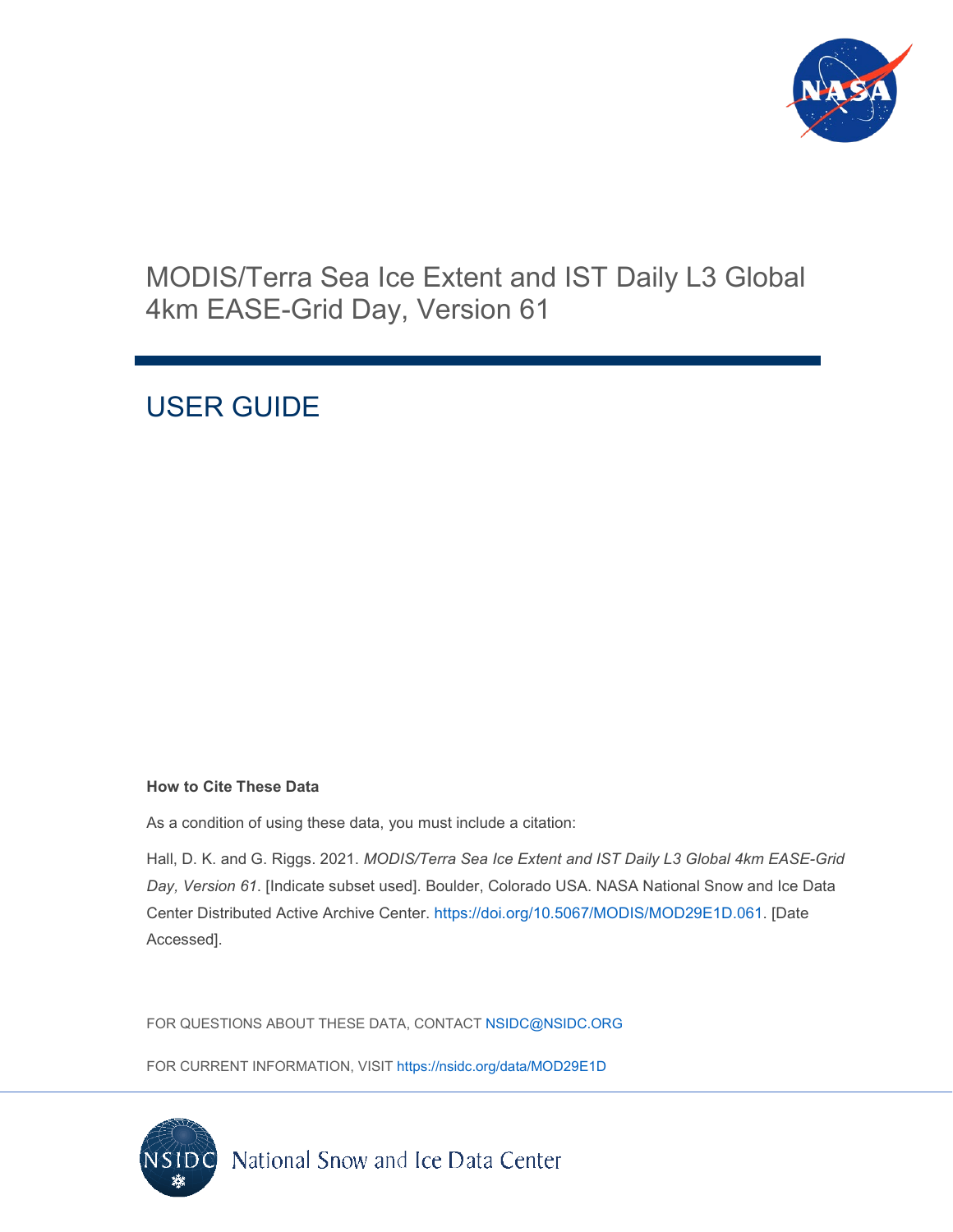# MODIS/Terra Sea Ice Extent and IST Daily L3 Global 4km EASE-Grid Day, Version 61

## USER GUIDE

**How to Cite These Data**

As a condition of using these data, you must include a citation:

Hall, D. K. and G. Riggs. 2021. *MODIS/Terra Sea Ice Extent and IST Daily L3 Global 4km EASE-Grid Day, Version 61*. [Indicate subset used]. Boulder, Colorado USA. NASA National Snow and Ice Data Center Distributed Active Archive Center. https://doi.org/10.5067/MODIS/MOD29E1D.061. [Date Accessed].

FOR QUESTIONS ABOUT THESE DATA, CONTACT NSIDC@NSIDC.ORG

FOR CURRENT INFORMATION, VISIT https://nsidc.org/data/MOD29E1D

National Snow and Ice Data Center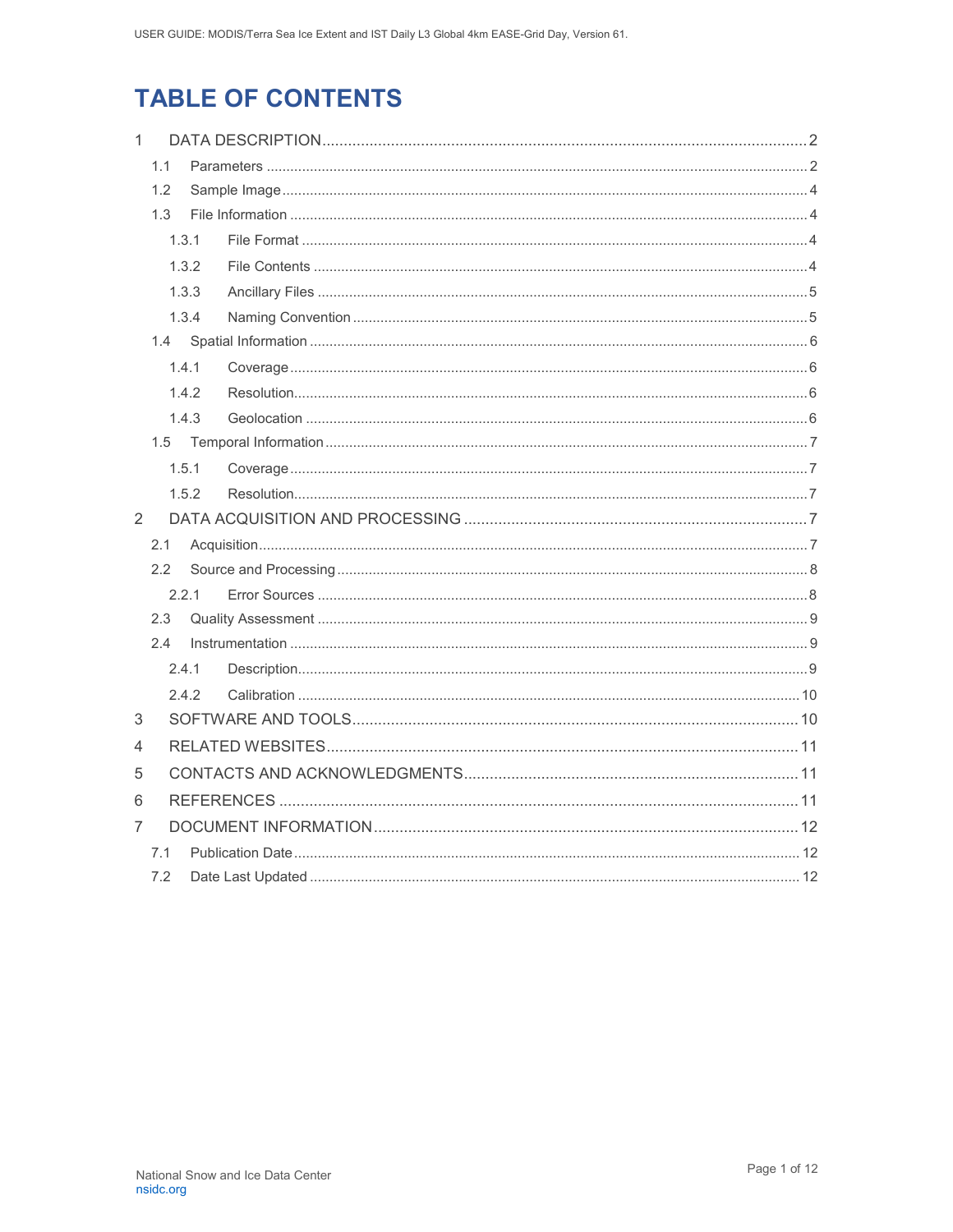# TABLE OF CONTENTS

1 DATA DESCRIPTION ..... 2
- 1.1 Parameters ..... 2
- 1.2 Sample Image ..... 4
- 1.3 File Information ..... 4
  - 1.3.1 File Format ..... 4
  - 1.3.2 File Contents ..... 4
  - 1.3.3 Ancillary Files ..... 5
  - 1.3.4 Naming Convention ..... 5
- 1.4 Spatial Information ..... 6
  - 1.4.1 Coverage ..... 6
  - 1.4.2 Resolution ..... 6
  - 1.4.3 Geolocation ..... 6
- 1.5 Temporal Information ..... 7
  - 1.5.1 Coverage ..... 7
  - 1.5.2 Resolution ..... 7

2 DATA ACQUISITION AND PROCESSING ..... 7
- 2.1 Acquisition ..... 7
- 2.2 Source and Processing ..... 8
  - 2.2.1 Error Sources ..... 8
- 2.3 Quality Assessment ..... 9
- 2.4 Instrumentation ..... 9
  - 2.4.1 Description ..... 9
  - 2.4.2 Calibration ..... 10

3 SOFTWARE AND TOOLS ..... 10

4 RELATED WEBSITES ..... 11

5 CONTACTS AND ACKNOWLEDGMENTS ..... 11

6 REFERENCES ..... 11

7 DOCUMENT INFORMATION ..... 12
- 7.1 Publication Date ..... 12
- 7.2 Date Last Updated ..... 12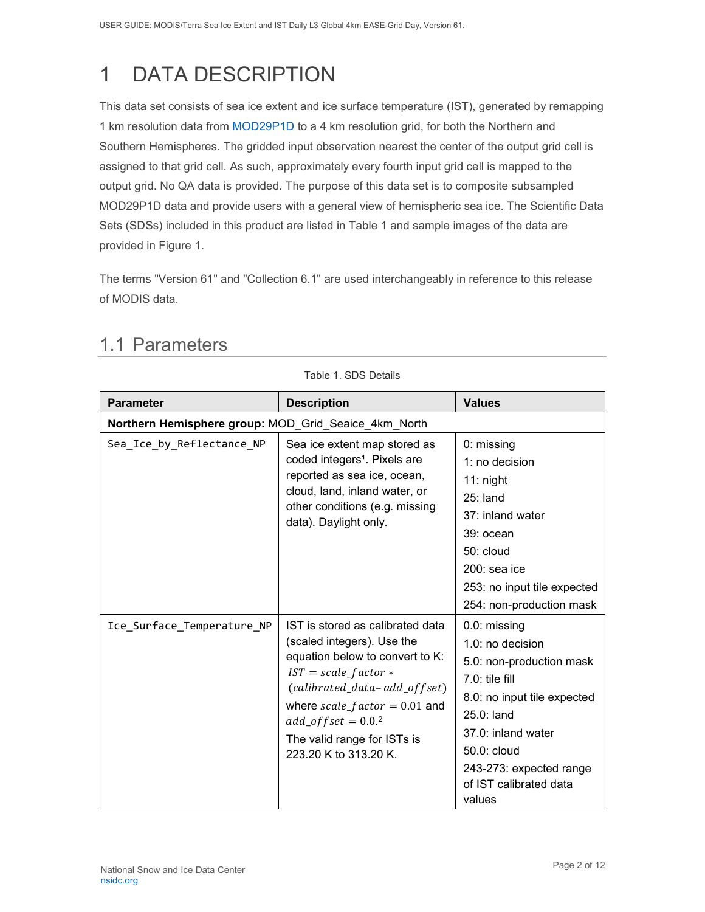# 1 DATA DESCRIPTION

This data set consists of sea ice extent and ice surface temperature (IST), generated by remapping 1 km resolution data from MOD29P1D to a 4 km resolution grid, for both the Northern and Southern Hemispheres. The gridded input observation nearest the center of the output grid cell is assigned to that grid cell. As such, approximately every fourth input grid cell is mapped to the output grid. No QA data is provided. The purpose of this data set is to composite subsampled MOD29P1D data and provide users with a general view of hemispheric sea ice. The Scientific Data Sets (SDSs) included in this product are listed in Table 1 and sample images of the data are provided in Figure 1.

The terms "Version 61" and "Collection 6.1" are used interchangeably in reference to this release of MODIS data.

## 1.1 Parameters

Table 1. SDS Details

| Parameter | Description | Values |
| --- | --- | --- |
| **Northern Hemisphere group:** MOD_Grid_Seaice_4km_North | | |
| `Sea_Ice_by_Reflectance_NP` | Sea ice extent map stored as coded integers[1]. Pixels are reported as sea ice, ocean, cloud, land, inland water, or other conditions (e.g. missing data). Daylight only. | 0: missing<br>1: no decision<br>11: night<br>25: land<br>37: inland water<br>39: ocean<br>50: cloud<br>200: sea ice<br>253: no input tile expected<br>254: non-production mask |
| `Ice_Surface_Temperature_NP` | IST is stored as calibrated data (scaled integers). Use the equation below to convert to K: $IST = scale\_factor * (calibrated\_data - add\_offset)$ where $scale\_factor = 0.01$ and $add\_offset = 0.0$.[2] The valid range for ISTs is 223.20 K to 313.20 K. | 0.0: missing<br>1.0: no decision<br>5.0: non-production mask<br>7.0: tile fill<br>8.0: no input tile expected<br>25.0: land<br>37.0: inland water<br>50.0: cloud<br>243-273: expected range of IST calibrated data values |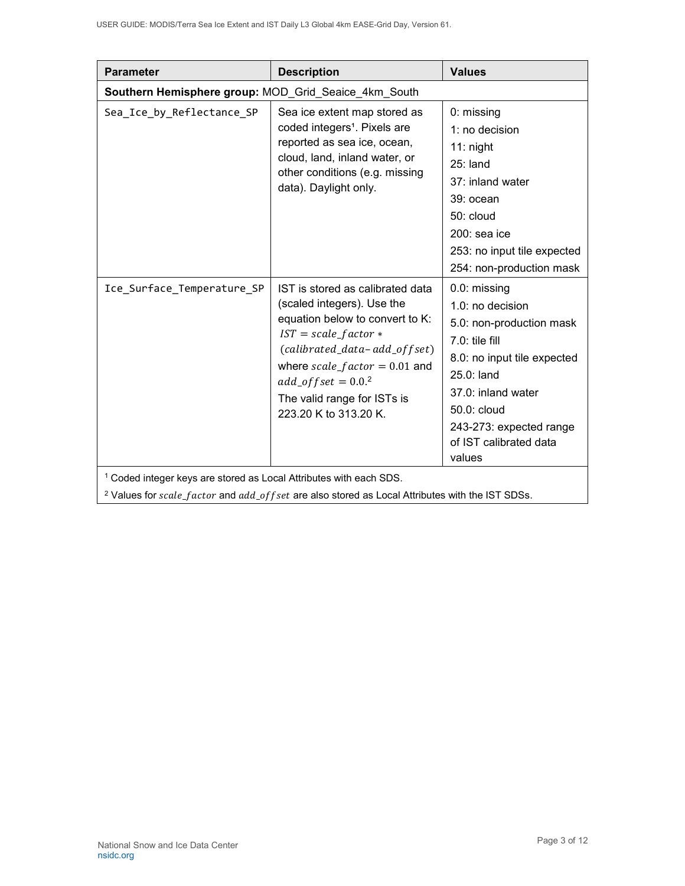| Parameter | Description | Values |
|---|---|---|
| **Southern Hemisphere group:** MOD_Grid_Seaice_4km_South | | |
| `Sea_Ice_by_Reflectance_SP` | Sea ice extent map stored as coded integers[1]. Pixels are reported as sea ice, ocean, cloud, land, inland water, or other conditions (e.g. missing data). Daylight only. | 0: missing<br>1: no decision<br>11: night<br>25: land<br>37: inland water<br>39: ocean<br>50: cloud<br>200: sea ice<br>253: no input tile expected<br>254: non-production mask |
| `Ice_Surface_Temperature_SP` | IST is stored as calibrated data (scaled integers). Use the equation below to convert to K:<br>$IST = scale\_factor * (calibrated\_data - add\_offset)$<br>where $scale\_factor = 0.01$ and $add\_offset = 0.0$.[2]<br>The valid range for ISTs is 223.20 K to 313.20 K. | 0.0: missing<br>1.0: no decision<br>5.0: non-production mask<br>7.0: tile fill<br>8.0: no input tile expected<br>25.0: land<br>37.0: inland water<br>50.0: cloud<br>243-273: expected range of IST calibrated data values |

[1] Coded integer keys are stored as Local Attributes with each SDS.

[2] Values for $scale\_factor$ and $add\_offset$ are also stored as Local Attributes with the IST SDSs.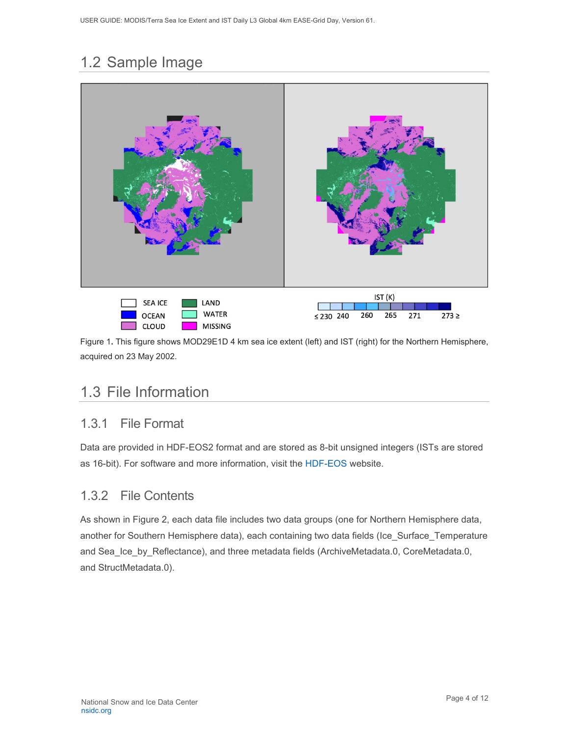## 1.2 Sample Image

SEA ICE
OCEAN
CLOUD
LAND
WATER
MISSING

IST (K)
≤ 230 240 260 265 271 273 ≥

Figure 1. This figure shows MOD29E1D 4 km sea ice extent (left) and IST (right) for the Northern Hemisphere, acquired on 23 May 2002.

## 1.3 File Information

### 1.3.1 File Format

Data are provided in HDF-EOS2 format and are stored as 8-bit unsigned integers (ISTs are stored as 16-bit). For software and more information, visit the HDF-EOS website.

### 1.3.2 File Contents

As shown in Figure 2, each data file includes two data groups (one for Northern Hemisphere data, another for Southern Hemisphere data), each containing two data fields (Ice_Surface_Temperature and Sea_Ice_by_Reflectance), and three metadata fields (ArchiveMetadata.0, CoreMetadata.0, and StructMetadata.0).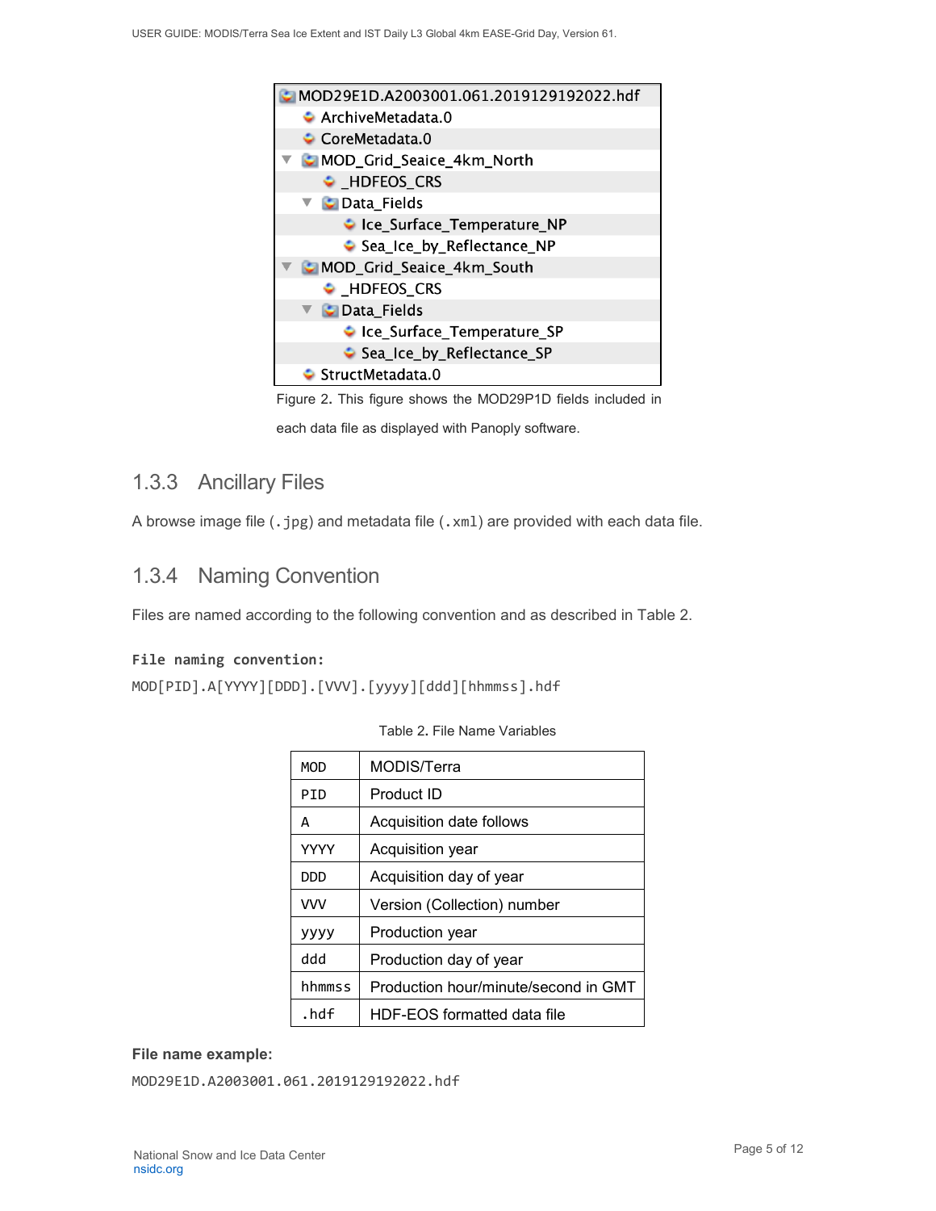MOD29E1D.A2003001.061.2019129192022.hdf
- ArchiveMetadata.0
- CoreMetadata.0
- MOD_Grid_Seaice_4km_North
  - _HDFEOS_CRS
  - Data_Fields
    - Ice_Surface_Temperature_NP
    - Sea_Ice_by_Reflectance_NP
- MOD_Grid_Seaice_4km_South
  - _HDFEOS_CRS
  - Data_Fields
    - Ice_Surface_Temperature_SP
    - Sea_Ice_by_Reflectance_SP
- StructMetadata.0

Figure 2. This figure shows the MOD29P1D fields included in each data file as displayed with Panoply software.

### 1.3.3 Ancillary Files

A browse image file (.jpg) and metadata file (.xml) are provided with each data file.

### 1.3.4 Naming Convention

Files are named according to the following convention and as described in Table 2.

**File naming convention:**

```
MOD[PID].A[YYYY][DDD].[VVV].[yyyy][ddd][hhmmss].hdf
```

Table 2. File Name Variables

| | |
|---|---|
| MOD | MODIS/Terra |
| PID | Product ID |
| A | Acquisition date follows |
| YYYY | Acquisition year |
| DDD | Acquisition day of year |
| VVV | Version (Collection) number |
| yyyy | Production year |
| ddd | Production day of year |
| hhmmss | Production hour/minute/second in GMT |
| .hdf | HDF-EOS formatted data file |

**File name example:**

```
MOD29E1D.A2003001.061.2019129192022.hdf
```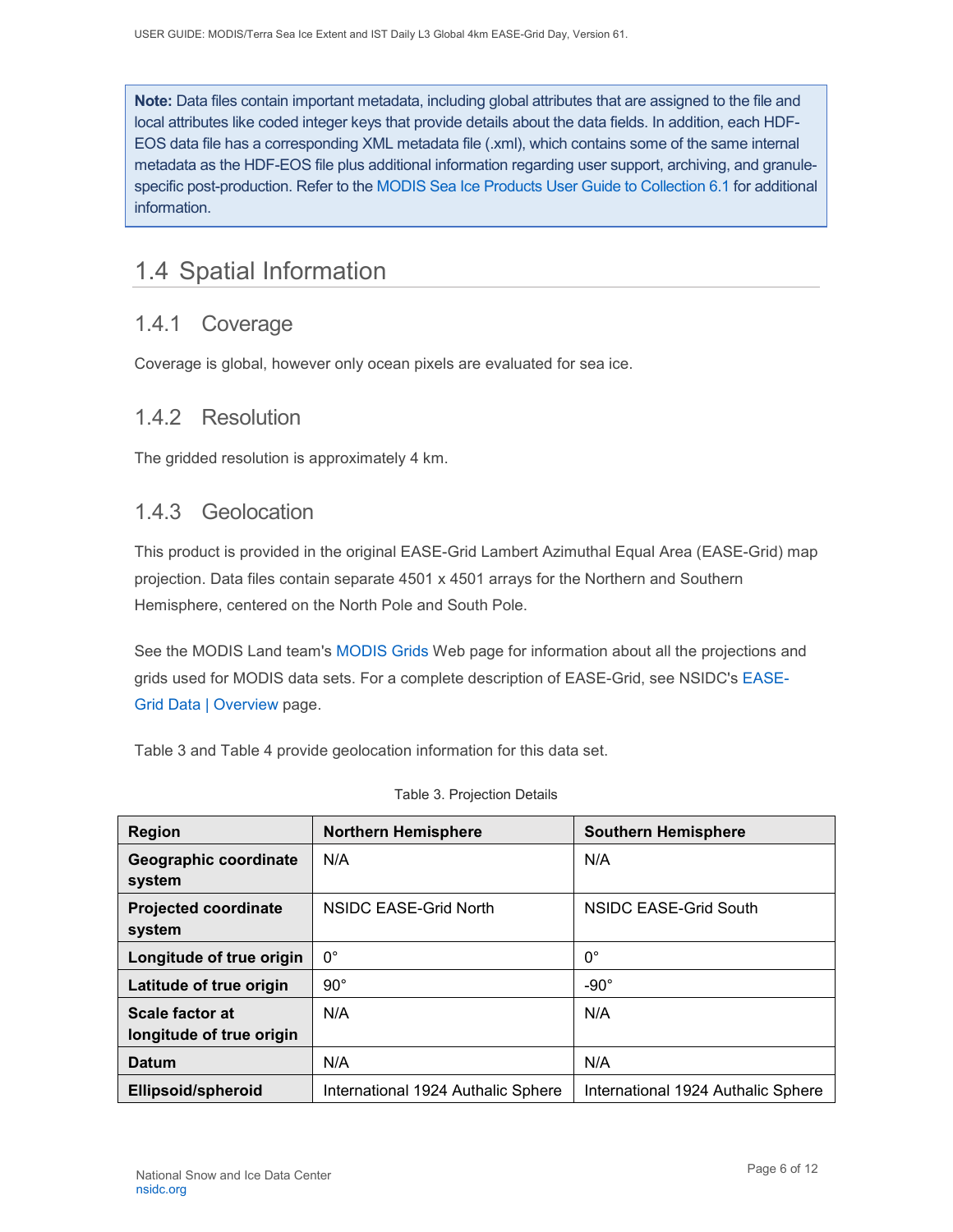**Note:** Data files contain important metadata, including global attributes that are assigned to the file and local attributes like coded integer keys that provide details about the data fields. In addition, each HDF-EOS data file has a corresponding XML metadata file (.xml), which contains some of the same internal metadata as the HDF-EOS file plus additional information regarding user support, archiving, and granule-specific post-production. Refer to the MODIS Sea Ice Products User Guide to Collection 6.1 for additional information.

## 1.4 Spatial Information

### 1.4.1 Coverage

Coverage is global, however only ocean pixels are evaluated for sea ice.

### 1.4.2 Resolution

The gridded resolution is approximately 4 km.

### 1.4.3 Geolocation

This product is provided in the original EASE-Grid Lambert Azimuthal Equal Area (EASE-Grid) map projection. Data files contain separate 4501 x 4501 arrays for the Northern and Southern Hemisphere, centered on the North Pole and South Pole.

See the MODIS Land team's MODIS Grids Web page for information about all the projections and grids used for MODIS data sets. For a complete description of EASE-Grid, see NSIDC's EASE-Grid Data | Overview page.

Table 3 and Table 4 provide geolocation information for this data set.

Table 3. Projection Details

| Region | Northern Hemisphere | Southern Hemisphere |
|---|---|---|
| Geographic coordinate system | N/A | N/A |
| Projected coordinate system | NSIDC EASE-Grid North | NSIDC EASE-Grid South |
| Longitude of true origin | 0° | 0° |
| Latitude of true origin | 90° | -90° |
| Scale factor at longitude of true origin | N/A | N/A |
| Datum | N/A | N/A |
| Ellipsoid/spheroid | International 1924 Authalic Sphere | International 1924 Authalic Sphere |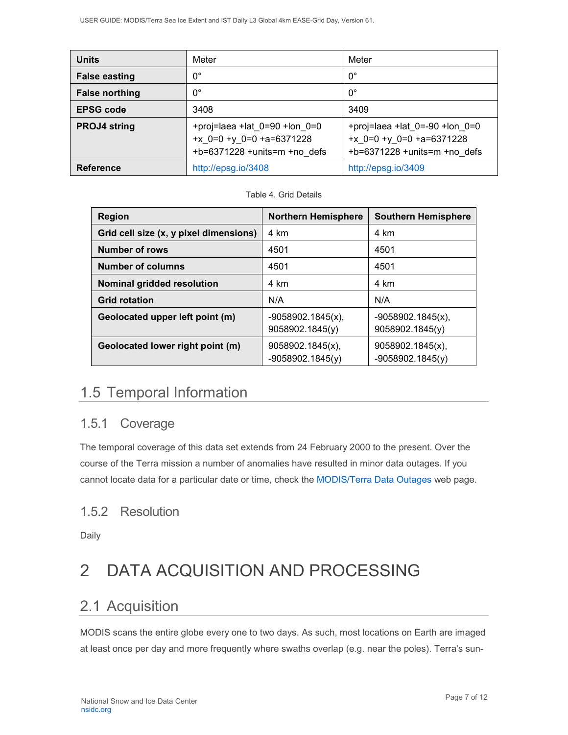| | | |
|---|---|---|
| **Units** | Meter | Meter |
| **False easting** | 0° | 0° |
| **False northing** | 0° | 0° |
| **EPSG code** | 3408 | 3409 |
| **PROJ4 string** | +proj=laea +lat_0=90 +lon_0=0 +x_0=0 +y_0=0 +a=6371228 +b=6371228 +units=m +no_defs | +proj=laea +lat_0=-90 +lon_0=0 +x_0=0 +y_0=0 +a=6371228 +b=6371228 +units=m +no_defs |
| **Reference** | http://epsg.io/3408 | http://epsg.io/3409 |

Table 4. Grid Details

| Region | Northern Hemisphere | Southern Hemisphere |
|---|---|---|
| **Grid cell size (x, y pixel dimensions)** | 4 km | 4 km |
| **Number of rows** | 4501 | 4501 |
| **Number of columns** | 4501 | 4501 |
| **Nominal gridded resolution** | 4 km | 4 km |
| **Grid rotation** | N/A | N/A |
| **Geolocated upper left point (m)** | -9058902.1845(x), 9058902.1845(y) | -9058902.1845(x), 9058902.1845(y) |
| **Geolocated lower right point (m)** | 9058902.1845(x), -9058902.1845(y) | 9058902.1845(x), -9058902.1845(y) |

## 1.5 Temporal Information

### 1.5.1 Coverage

The temporal coverage of this data set extends from 24 February 2000 to the present. Over the course of the Terra mission a number of anomalies have resulted in minor data outages. If you cannot locate data for a particular date or time, check the MODIS/Terra Data Outages web page.

### 1.5.2 Resolution

Daily

# 2 DATA ACQUISITION AND PROCESSING

## 2.1 Acquisition

MODIS scans the entire globe every one to two days. As such, most locations on Earth are imaged at least once per day and more frequently where swaths overlap (e.g. near the poles). Terra's sun-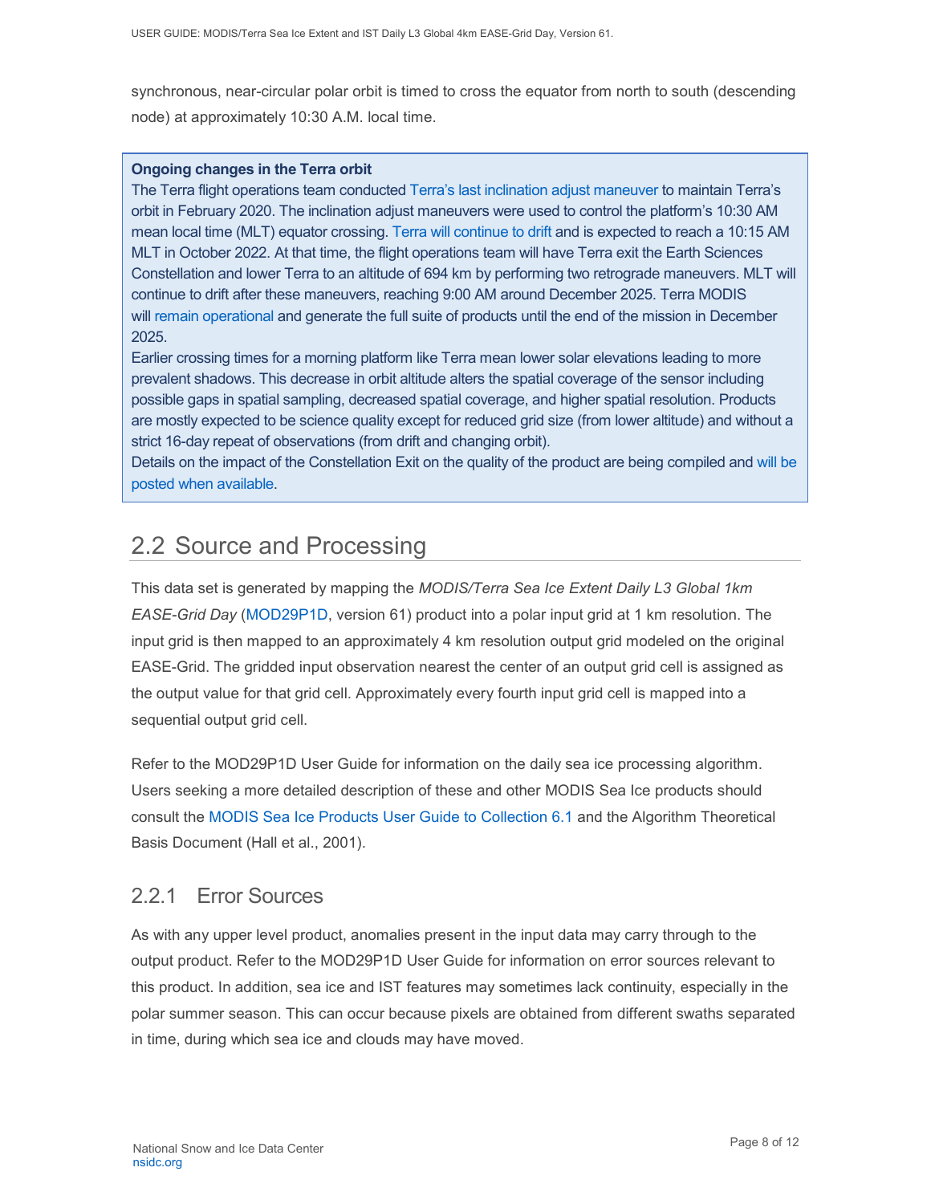synchronous, near-circular polar orbit is timed to cross the equator from north to south (descending node) at approximately 10:30 A.M. local time.

**Ongoing changes in the Terra orbit**

The Terra flight operations team conducted Terra's last inclination adjust maneuver to maintain Terra's orbit in February 2020. The inclination adjust maneuvers were used to control the platform's 10:30 AM mean local time (MLT) equator crossing. Terra will continue to drift and is expected to reach a 10:15 AM MLT in October 2022. At that time, the flight operations team will have Terra exit the Earth Sciences Constellation and lower Terra to an altitude of 694 km by performing two retrograde maneuvers. MLT will continue to drift after these maneuvers, reaching 9:00 AM around December 2025. Terra MODIS will remain operational and generate the full suite of products until the end of the mission in December 2025.

Earlier crossing times for a morning platform like Terra mean lower solar elevations leading to more prevalent shadows. This decrease in orbit altitude alters the spatial coverage of the sensor including possible gaps in spatial sampling, decreased spatial coverage, and higher spatial resolution. Products are mostly expected to be science quality except for reduced grid size (from lower altitude) and without a strict 16-day repeat of observations (from drift and changing orbit).

Details on the impact of the Constellation Exit on the quality of the product are being compiled and will be posted when available.

## 2.2 Source and Processing

This data set is generated by mapping the *MODIS/Terra Sea Ice Extent Daily L3 Global 1km EASE-Grid Day* (MOD29P1D, version 61) product into a polar input grid at 1 km resolution. The input grid is then mapped to an approximately 4 km resolution output grid modeled on the original EASE-Grid. The gridded input observation nearest the center of an output grid cell is assigned as the output value for that grid cell. Approximately every fourth input grid cell is mapped into a sequential output grid cell.

Refer to the MOD29P1D User Guide for information on the daily sea ice processing algorithm. Users seeking a more detailed description of these and other MODIS Sea Ice products should consult the MODIS Sea Ice Products User Guide to Collection 6.1 and the Algorithm Theoretical Basis Document (Hall et al., 2001).

### 2.2.1 Error Sources

As with any upper level product, anomalies present in the input data may carry through to the output product. Refer to the MOD29P1D User Guide for information on error sources relevant to this product. In addition, sea ice and IST features may sometimes lack continuity, especially in the polar summer season. This can occur because pixels are obtained from different swaths separated in time, during which sea ice and clouds may have moved.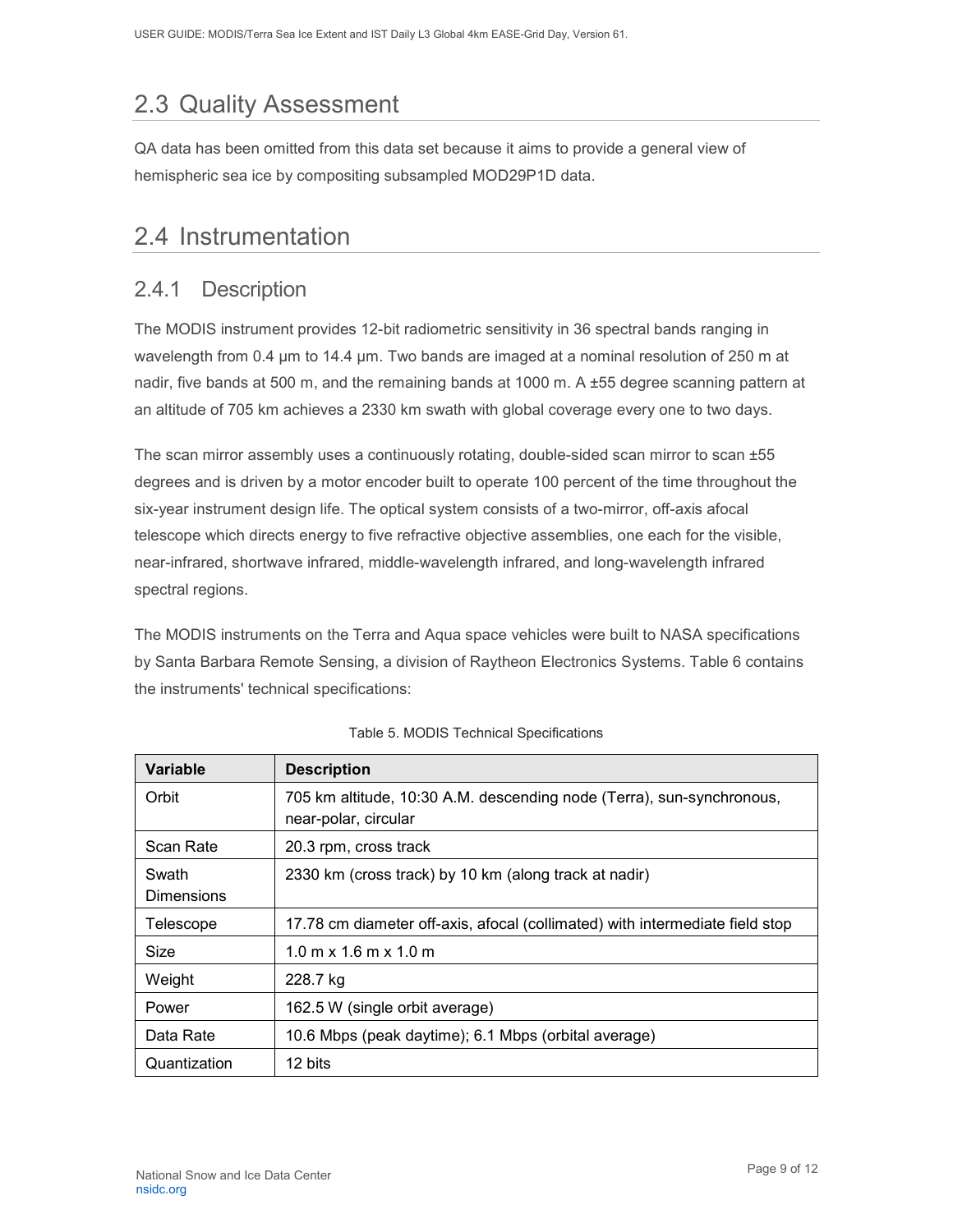## 2.3 Quality Assessment

QA data has been omitted from this data set because it aims to provide a general view of hemispheric sea ice by compositing subsampled MOD29P1D data.

## 2.4 Instrumentation

### 2.4.1 Description

The MODIS instrument provides 12-bit radiometric sensitivity in 36 spectral bands ranging in wavelength from 0.4 µm to 14.4 µm. Two bands are imaged at a nominal resolution of 250 m at nadir, five bands at 500 m, and the remaining bands at 1000 m. A ±55 degree scanning pattern at an altitude of 705 km achieves a 2330 km swath with global coverage every one to two days.

The scan mirror assembly uses a continuously rotating, double-sided scan mirror to scan ±55 degrees and is driven by a motor encoder built to operate 100 percent of the time throughout the six-year instrument design life. The optical system consists of a two-mirror, off-axis afocal telescope which directs energy to five refractive objective assemblies, one each for the visible, near-infrared, shortwave infrared, middle-wavelength infrared, and long-wavelength infrared spectral regions.

The MODIS instruments on the Terra and Aqua space vehicles were built to NASA specifications by Santa Barbara Remote Sensing, a division of Raytheon Electronics Systems. Table 6 contains the instruments' technical specifications:

Table 5. MODIS Technical Specifications

| Variable | Description |
|---|---|
| Orbit | 705 km altitude, 10:30 A.M. descending node (Terra), sun-synchronous, near-polar, circular |
| Scan Rate | 20.3 rpm, cross track |
| Swath Dimensions | 2330 km (cross track) by 10 km (along track at nadir) |
| Telescope | 17.78 cm diameter off-axis, afocal (collimated) with intermediate field stop |
| Size | 1.0 m x 1.6 m x 1.0 m |
| Weight | 228.7 kg |
| Power | 162.5 W (single orbit average) |
| Data Rate | 10.6 Mbps (peak daytime); 6.1 Mbps (orbital average) |
| Quantization | 12 bits |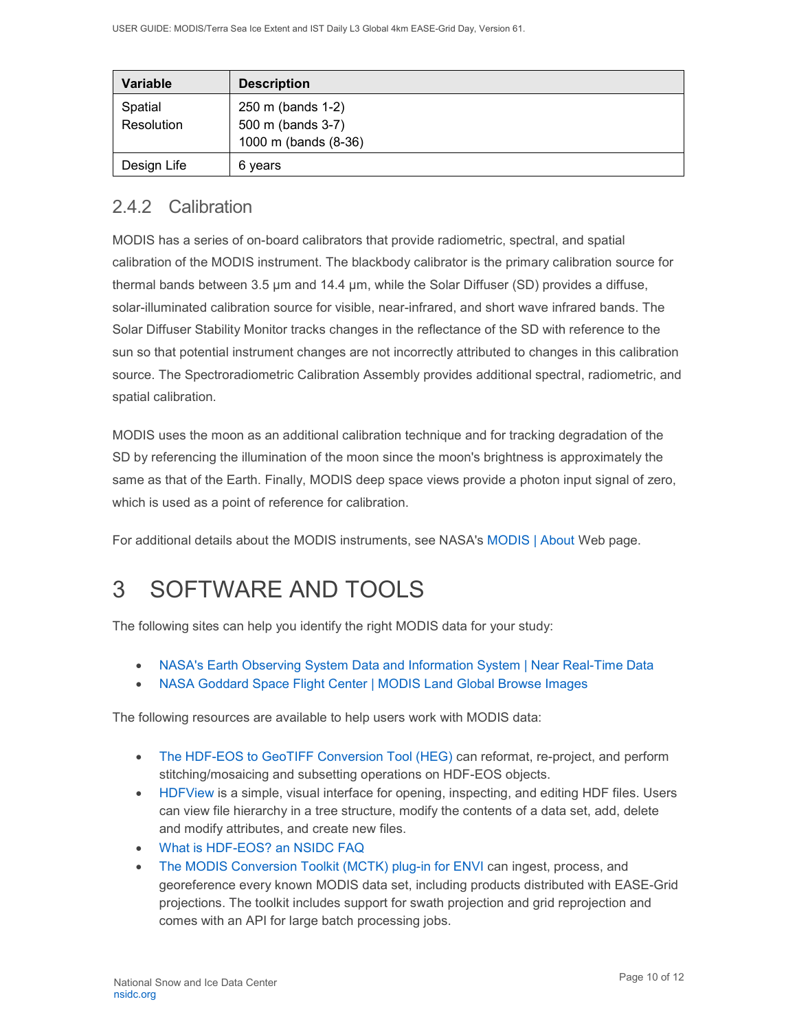| Variable | Description |
| --- | --- |
| Spatial Resolution | 250 m (bands 1-2)<br>500 m (bands 3-7)<br>1000 m (bands (8-36) |
| Design Life | 6 years |

### 2.4.2 Calibration

MODIS has a series of on-board calibrators that provide radiometric, spectral, and spatial calibration of the MODIS instrument. The blackbody calibrator is the primary calibration source for thermal bands between 3.5 µm and 14.4 µm, while the Solar Diffuser (SD) provides a diffuse, solar-illuminated calibration source for visible, near-infrared, and short wave infrared bands. The Solar Diffuser Stability Monitor tracks changes in the reflectance of the SD with reference to the sun so that potential instrument changes are not incorrectly attributed to changes in this calibration source. The Spectroradiometric Calibration Assembly provides additional spectral, radiometric, and spatial calibration.

MODIS uses the moon as an additional calibration technique and for tracking degradation of the SD by referencing the illumination of the moon since the moon's brightness is approximately the same as that of the Earth. Finally, MODIS deep space views provide a photon input signal of zero, which is used as a point of reference for calibration.

For additional details about the MODIS instruments, see NASA's MODIS | About Web page.

# 3 SOFTWARE AND TOOLS

The following sites can help you identify the right MODIS data for your study:

- NASA's Earth Observing System Data and Information System | Near Real-Time Data
- NASA Goddard Space Flight Center | MODIS Land Global Browse Images

The following resources are available to help users work with MODIS data:

- The HDF-EOS to GeoTIFF Conversion Tool (HEG) can reformat, re-project, and perform stitching/mosaicing and subsetting operations on HDF-EOS objects.
- HDFView is a simple, visual interface for opening, inspecting, and editing HDF files. Users can view file hierarchy in a tree structure, modify the contents of a data set, add, delete and modify attributes, and create new files.
- What is HDF-EOS? an NSIDC FAQ
- The MODIS Conversion Toolkit (MCTK) plug-in for ENVI can ingest, process, and georeference every known MODIS data set, including products distributed with EASE-Grid projections. The toolkit includes support for swath projection and grid reprojection and comes with an API for large batch processing jobs.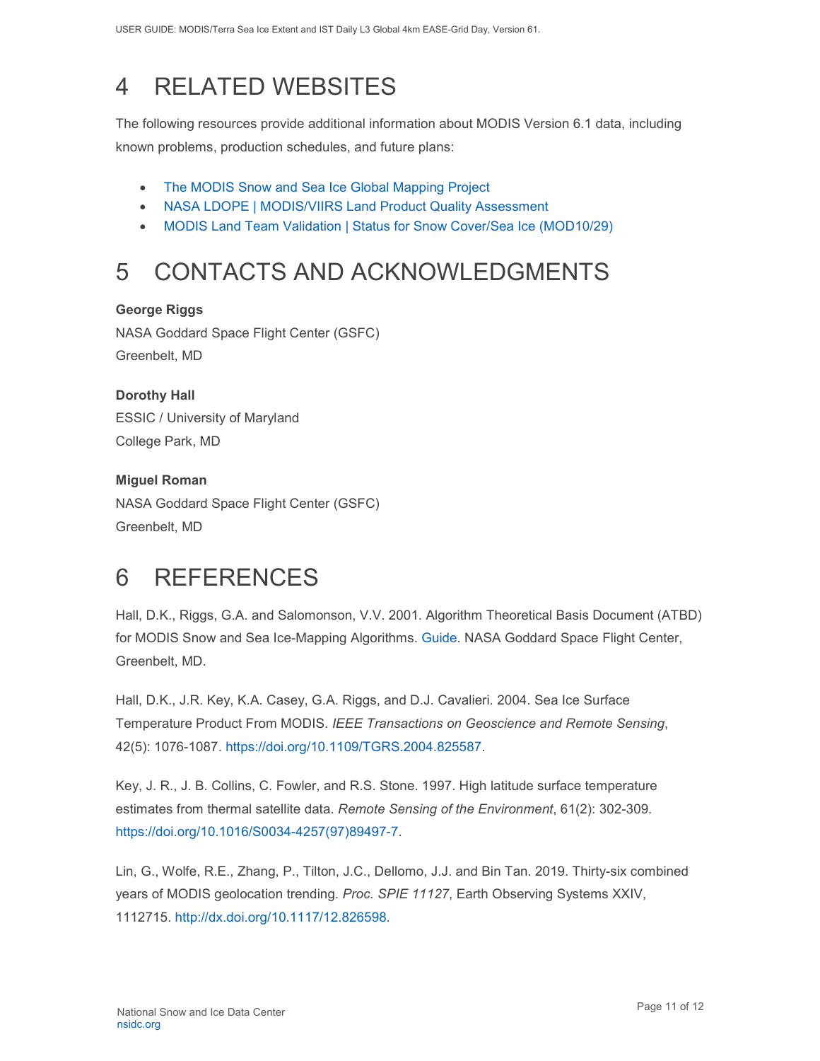# 4 RELATED WEBSITES

The following resources provide additional information about MODIS Version 6.1 data, including known problems, production schedules, and future plans:

- The MODIS Snow and Sea Ice Global Mapping Project
- NASA LDOPE | MODIS/VIIRS Land Product Quality Assessment
- MODIS Land Team Validation | Status for Snow Cover/Sea Ice (MOD10/29)

# 5 CONTACTS AND ACKNOWLEDGMENTS

**George Riggs**
NASA Goddard Space Flight Center (GSFC)
Greenbelt, MD

**Dorothy Hall**
ESSIC / University of Maryland
College Park, MD

**Miguel Roman**
NASA Goddard Space Flight Center (GSFC)
Greenbelt, MD

# 6 REFERENCES

Hall, D.K., Riggs, G.A. and Salomonson, V.V. 2001. Algorithm Theoretical Basis Document (ATBD) for MODIS Snow and Sea Ice-Mapping Algorithms. Guide. NASA Goddard Space Flight Center, Greenbelt, MD.

Hall, D.K., J.R. Key, K.A. Casey, G.A. Riggs, and D.J. Cavalieri. 2004. Sea Ice Surface Temperature Product From MODIS. *IEEE Transactions on Geoscience and Remote Sensing*, 42(5): 1076-1087. https://doi.org/10.1109/TGRS.2004.825587.

Key, J. R., J. B. Collins, C. Fowler, and R.S. Stone. 1997. High latitude surface temperature estimates from thermal satellite data. *Remote Sensing of the Environment*, 61(2): 302-309. https://doi.org/10.1016/S0034-4257(97)89497-7.

Lin, G., Wolfe, R.E., Zhang, P., Tilton, J.C., Dellomo, J.J. and Bin Tan. 2019. Thirty-six combined years of MODIS geolocation trending. *Proc. SPIE 11127*, Earth Observing Systems XXIV, 1112715. http://dx.doi.org/10.1117/12.826598.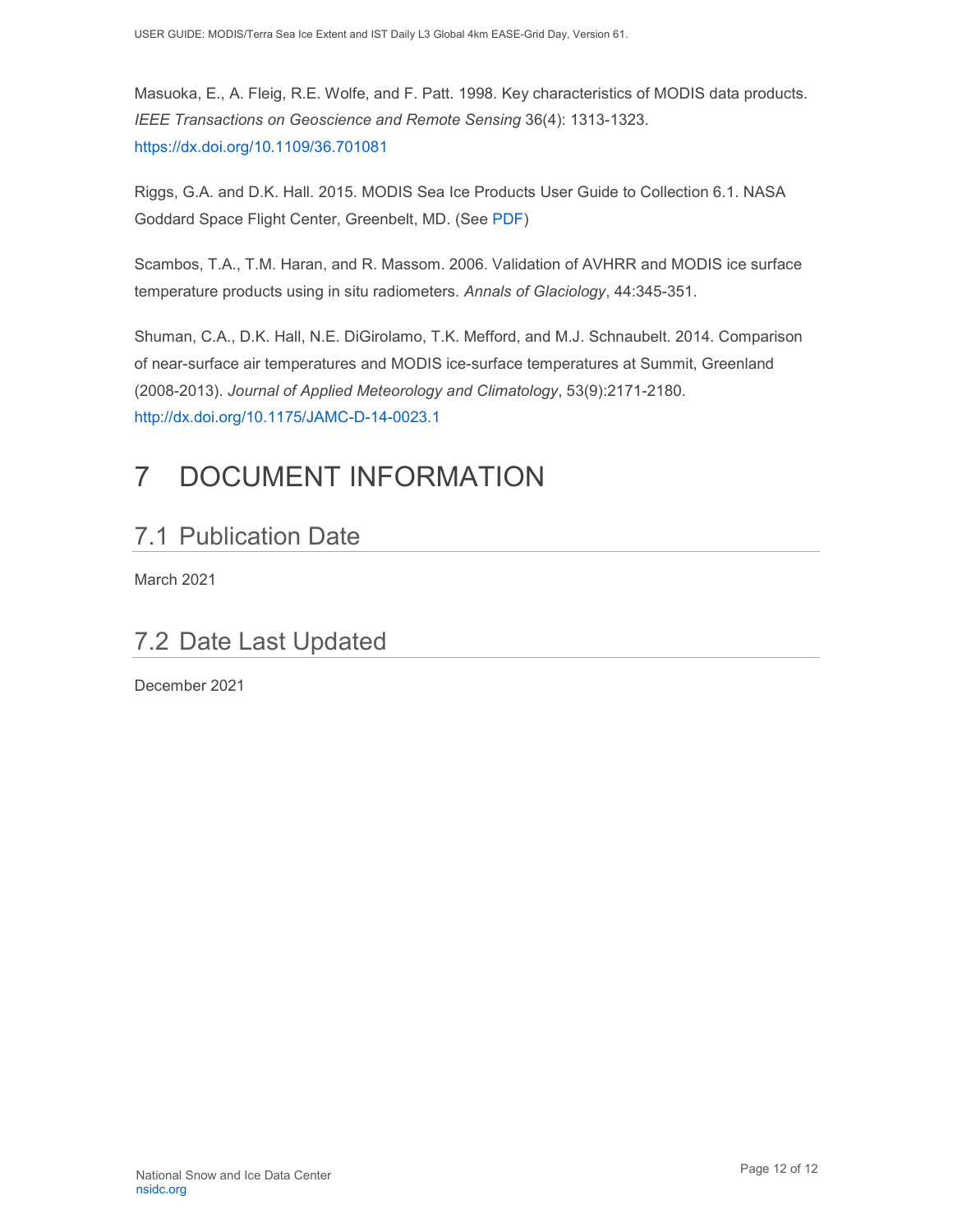Masuoka, E., A. Fleig, R.E. Wolfe, and F. Patt. 1998. Key characteristics of MODIS data products. *IEEE Transactions on Geoscience and Remote Sensing* 36(4): 1313-1323. https://dx.doi.org/10.1109/36.701081

Riggs, G.A. and D.K. Hall. 2015. MODIS Sea Ice Products User Guide to Collection 6.1. NASA Goddard Space Flight Center, Greenbelt, MD. (See PDF)

Scambos, T.A., T.M. Haran, and R. Massom. 2006. Validation of AVHRR and MODIS ice surface temperature products using in situ radiometers. *Annals of Glaciology*, 44:345-351.

Shuman, C.A., D.K. Hall, N.E. DiGirolamo, T.K. Mefford, and M.J. Schnaubelt. 2014. Comparison of near-surface air temperatures and MODIS ice-surface temperatures at Summit, Greenland (2008-2013). *Journal of Applied Meteorology and Climatology*, 53(9):2171-2180. http://dx.doi.org/10.1175/JAMC-D-14-0023.1

# 7 DOCUMENT INFORMATION

## 7.1 Publication Date

March 2021

## 7.2 Date Last Updated

December 2021